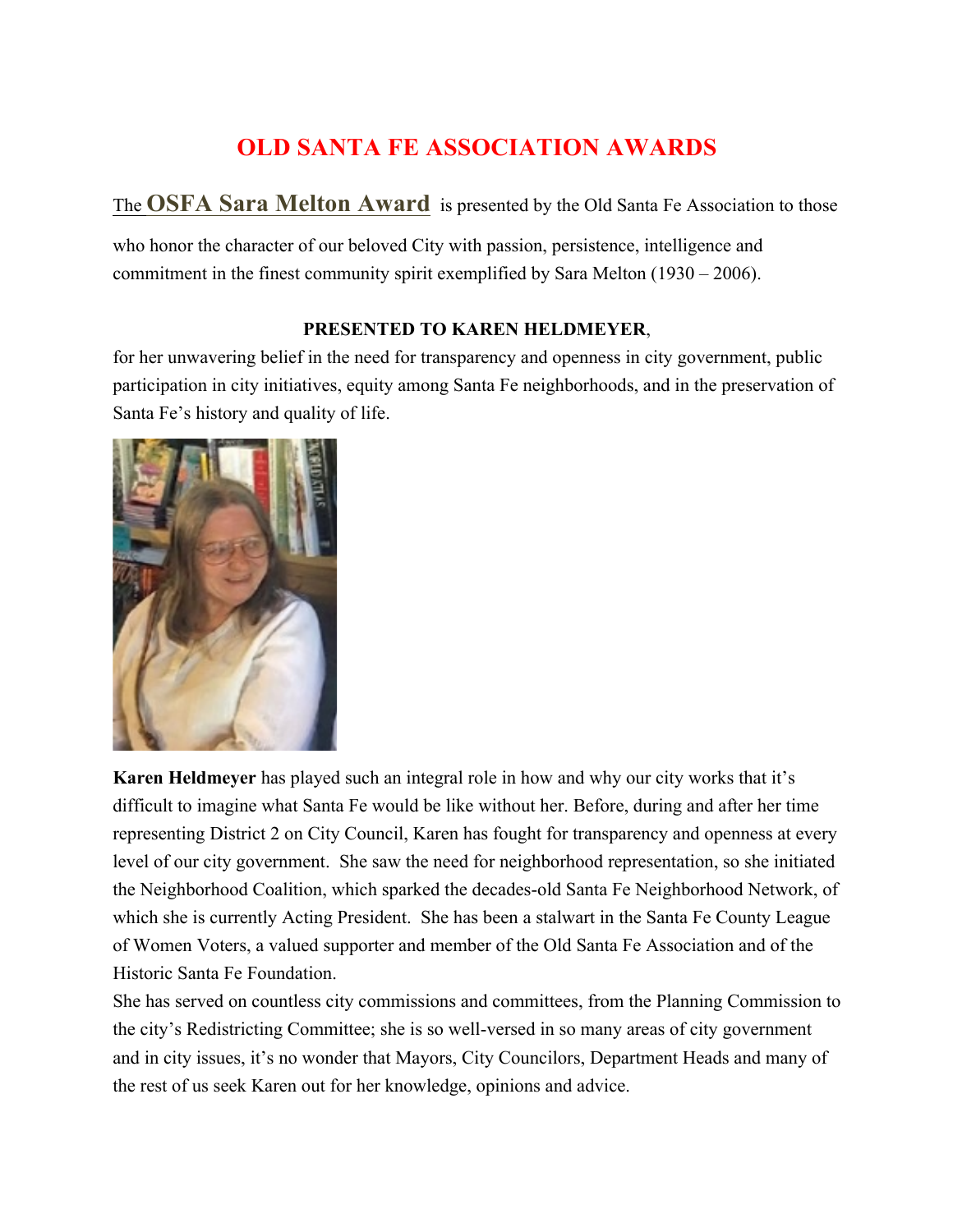# OLD SANTA FE ASSOCIATION AWARDS

The **OSFA Sara Melton Award** is presented by the Old Santa Fe Association to those who honor the character of our beloved City with passion, persistence, intelligence and commitment in the finest community spirit exemplified by Sara Melton (1930 – 2006).

**PRESENTED TO KAREN HELDMEYER**,

for her unwavering belief in the need for transparency and openness in city government, public participation in city initiatives, equity among Santa Fe neighborhoods, and in the preservation of Santa Fe's history and quality of life.

**Karen Heldmeyer** has played such an integral role in how and why our city works that it's difficult to imagine what Santa Fe would be like without her. Before, during and after her time representing District 2 on City Council, Karen has fought for transparency and openness at every level of our city government. She saw the need for neighborhood representation, so she initiated the Neighborhood Coalition, which sparked the decades-old Santa Fe Neighborhood Network, of which she is currently Acting President. She has been a stalwart in the Santa Fe County League of Women Voters, a valued supporter and member of the Old Santa Fe Association and of the Historic Santa Fe Foundation.

She has served on countless city commissions and committees, from the Planning Commission to the city's Redistricting Committee; she is so well-versed in so many areas of city government and in city issues, it's no wonder that Mayors, City Councilors, Department Heads and many of the rest of us seek Karen out for her knowledge, opinions and advice.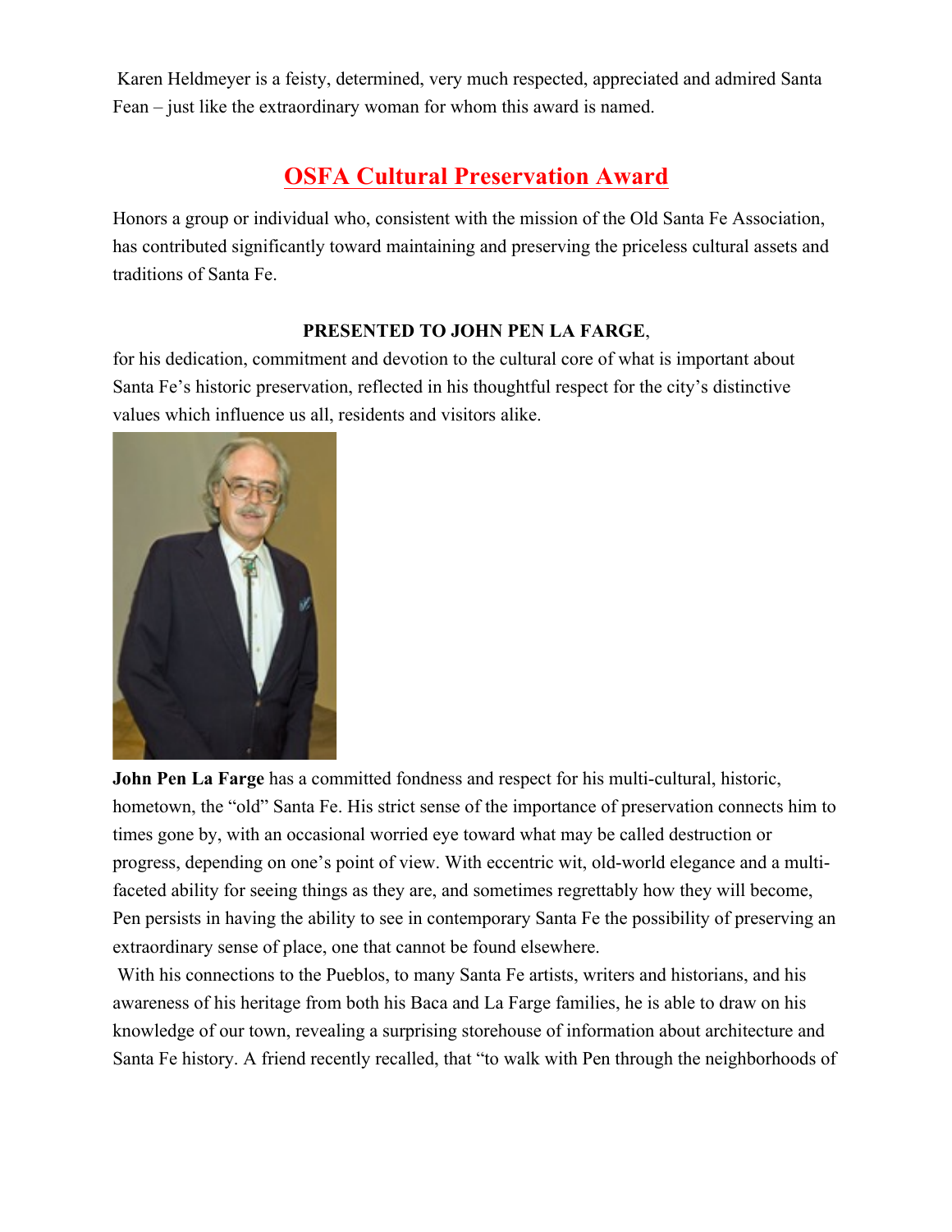Karen Heldmeyer is a feisty, determined, very much respected, appreciated and admired Santa Fean – just like the extraordinary woman for whom this award is named.

## OSFA Cultural Preservation Award

Honors a group or individual who, consistent with the mission of the Old Santa Fe Association, has contributed significantly toward maintaining and preserving the priceless cultural assets and traditions of Santa Fe.

**PRESENTED TO JOHN PEN LA FARGE**,

for his dedication, commitment and devotion to the cultural core of what is important about Santa Fe's historic preservation, reflected in his thoughtful respect for the city's distinctive values which influence us all, residents and visitors alike.

**John Pen La Farge** has a committed fondness and respect for his multi-cultural, historic, hometown, the "old" Santa Fe. His strict sense of the importance of preservation connects him to times gone by, with an occasional worried eye toward what may be called destruction or progress, depending on one's point of view. With eccentric wit, old-world elegance and a multi-faceted ability for seeing things as they are, and sometimes regrettably how they will become, Pen persists in having the ability to see in contemporary Santa Fe the possibility of preserving an extraordinary sense of place, one that cannot be found elsewhere.

With his connections to the Pueblos, to many Santa Fe artists, writers and historians, and his awareness of his heritage from both his Baca and La Farge families, he is able to draw on his knowledge of our town, revealing a surprising storehouse of information about architecture and Santa Fe history. A friend recently recalled, that "to walk with Pen through the neighborhoods of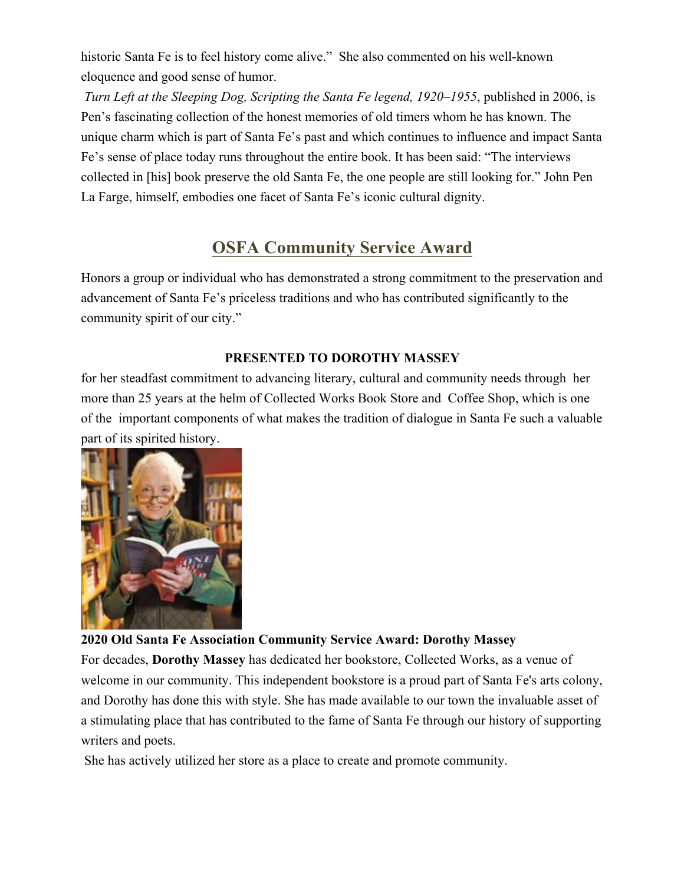historic Santa Fe is to feel history come alive." She also commented on his well-known eloquence and good sense of humor.

*Turn Left at the Sleeping Dog, Scripting the Santa Fe legend, 1920–1955*, published in 2006, is Pen's fascinating collection of the honest memories of old timers whom he has known. The unique charm which is part of Santa Fe's past and which continues to influence and impact Santa Fe's sense of place today runs throughout the entire book. It has been said: "The interviews collected in [his] book preserve the old Santa Fe, the one people are still looking for." John Pen La Farge, himself, embodies one facet of Santa Fe's iconic cultural dignity.

## OSFA Community Service Award

Honors a group or individual who has demonstrated a strong commitment to the preservation and advancement of Santa Fe's priceless traditions and who has contributed significantly to the community spirit of our city."

**PRESENTED TO DOROTHY MASSEY**

for her steadfast commitment to advancing literary, cultural and community needs through her more than 25 years at the helm of Collected Works Book Store and Coffee Shop, which is one of the important components of what makes the tradition of dialogue in Santa Fe such a valuable part of its spirited history.

**2020 Old Santa Fe Association Community Service Award: Dorothy Massey**

For decades, **Dorothy Massey** has dedicated her bookstore, Collected Works, as a venue of welcome in our community. This independent bookstore is a proud part of Santa Fe's arts colony, and Dorothy has done this with style. She has made available to our town the invaluable asset of a stimulating place that has contributed to the fame of Santa Fe through our history of supporting writers and poets.

She has actively utilized her store as a place to create and promote community.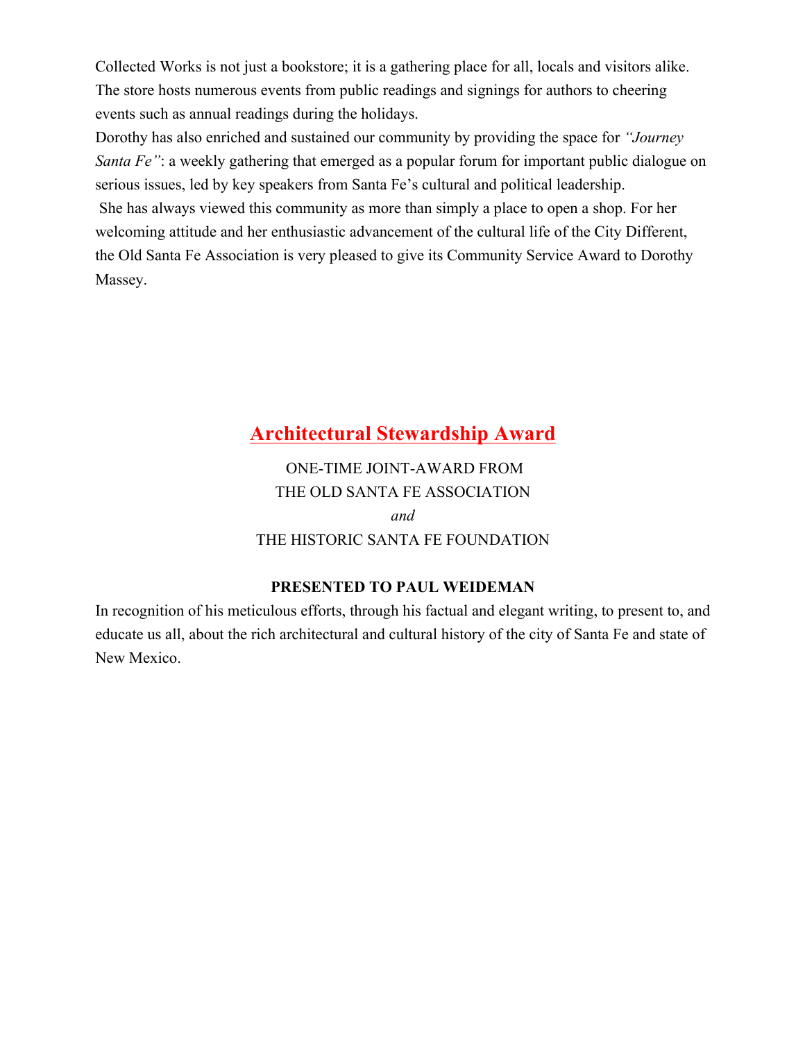Collected Works is not just a bookstore; it is a gathering place for all, locals and visitors alike. The store hosts numerous events from public readings and signings for authors to cheering events such as annual readings during the holidays.

Dorothy has also enriched and sustained our community by providing the space for *"Journey Santa Fe"*: a weekly gathering that emerged as a popular forum for important public dialogue on serious issues, led by key speakers from Santa Fe's cultural and political leadership.

She has always viewed this community as more than simply a place to open a shop. For her welcoming attitude and her enthusiastic advancement of the cultural life of the City Different, the Old Santa Fe Association is very pleased to give its Community Service Award to Dorothy Massey.

## Architectural Stewardship Award

ONE-TIME JOINT-AWARD FROM
THE OLD SANTA FE ASSOCIATION
*and*
THE HISTORIC SANTA FE FOUNDATION

**PRESENTED TO PAUL WEIDEMAN**

In recognition of his meticulous efforts, through his factual and elegant writing, to present to, and educate us all, about the rich architectural and cultural history of the city of Santa Fe and state of New Mexico.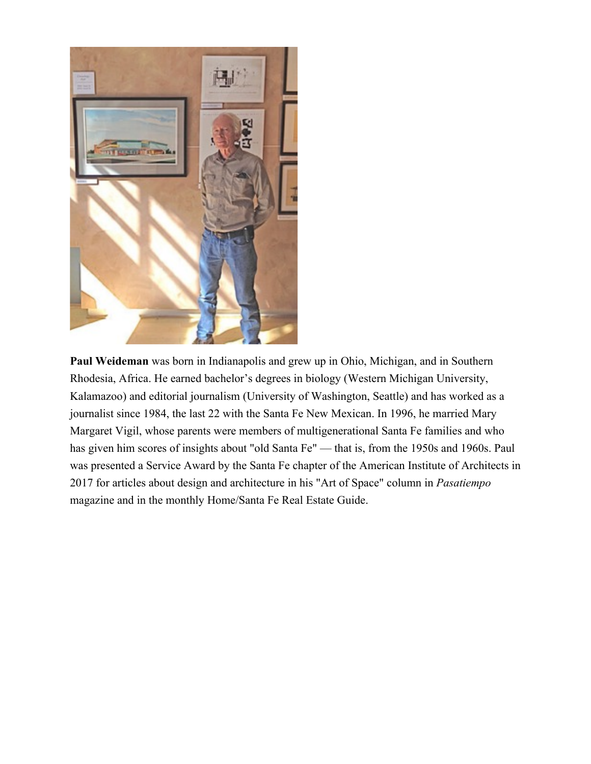**Paul Weideman** was born in Indianapolis and grew up in Ohio, Michigan, and in Southern Rhodesia, Africa. He earned bachelor's degrees in biology (Western Michigan University, Kalamazoo) and editorial journalism (University of Washington, Seattle) and has worked as a journalist since 1984, the last 22 with the Santa Fe New Mexican. In 1996, he married Mary Margaret Vigil, whose parents were members of multigenerational Santa Fe families and who has given him scores of insights about "old Santa Fe" — that is, from the 1950s and 1960s. Paul was presented a Service Award by the Santa Fe chapter of the American Institute of Architects in 2017 for articles about design and architecture in his "Art of Space" column in *Pasatiempo* magazine and in the monthly Home/Santa Fe Real Estate Guide.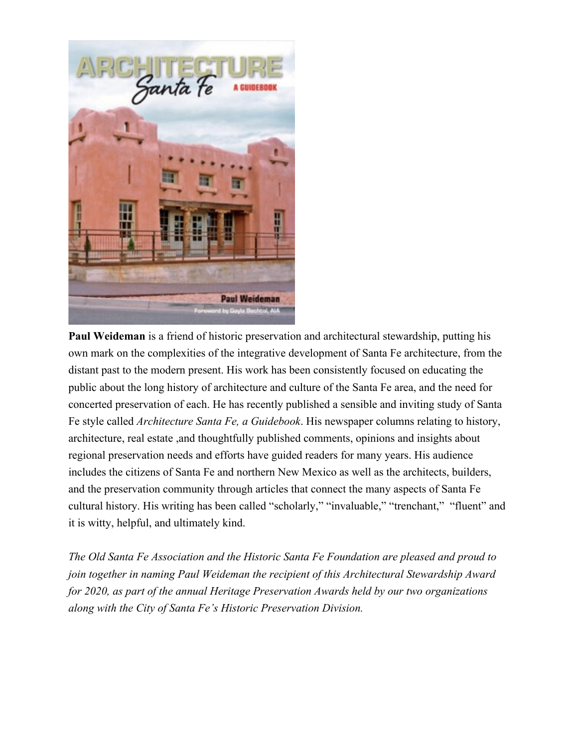**Paul Weideman** is a friend of historic preservation and architectural stewardship, putting his own mark on the complexities of the integrative development of Santa Fe architecture, from the distant past to the modern present. His work has been consistently focused on educating the public about the long history of architecture and culture of the Santa Fe area, and the need for concerted preservation of each. He has recently published a sensible and inviting study of Santa Fe style called *Architecture Santa Fe, a Guidebook*. His newspaper columns relating to history, architecture, real estate ,and thoughtfully published comments, opinions and insights about regional preservation needs and efforts have guided readers for many years. His audience includes the citizens of Santa Fe and northern New Mexico as well as the architects, builders, and the preservation community through articles that connect the many aspects of Santa Fe cultural history. His writing has been called "scholarly," "invaluable," "trenchant," "fluent" and it is witty, helpful, and ultimately kind.

*The Old Santa Fe Association and the Historic Santa Fe Foundation are pleased and proud to join together in naming Paul Weideman the recipient of this Architectural Stewardship Award for 2020, as part of the annual Heritage Preservation Awards held by our two organizations along with the City of Santa Fe's Historic Preservation Division.*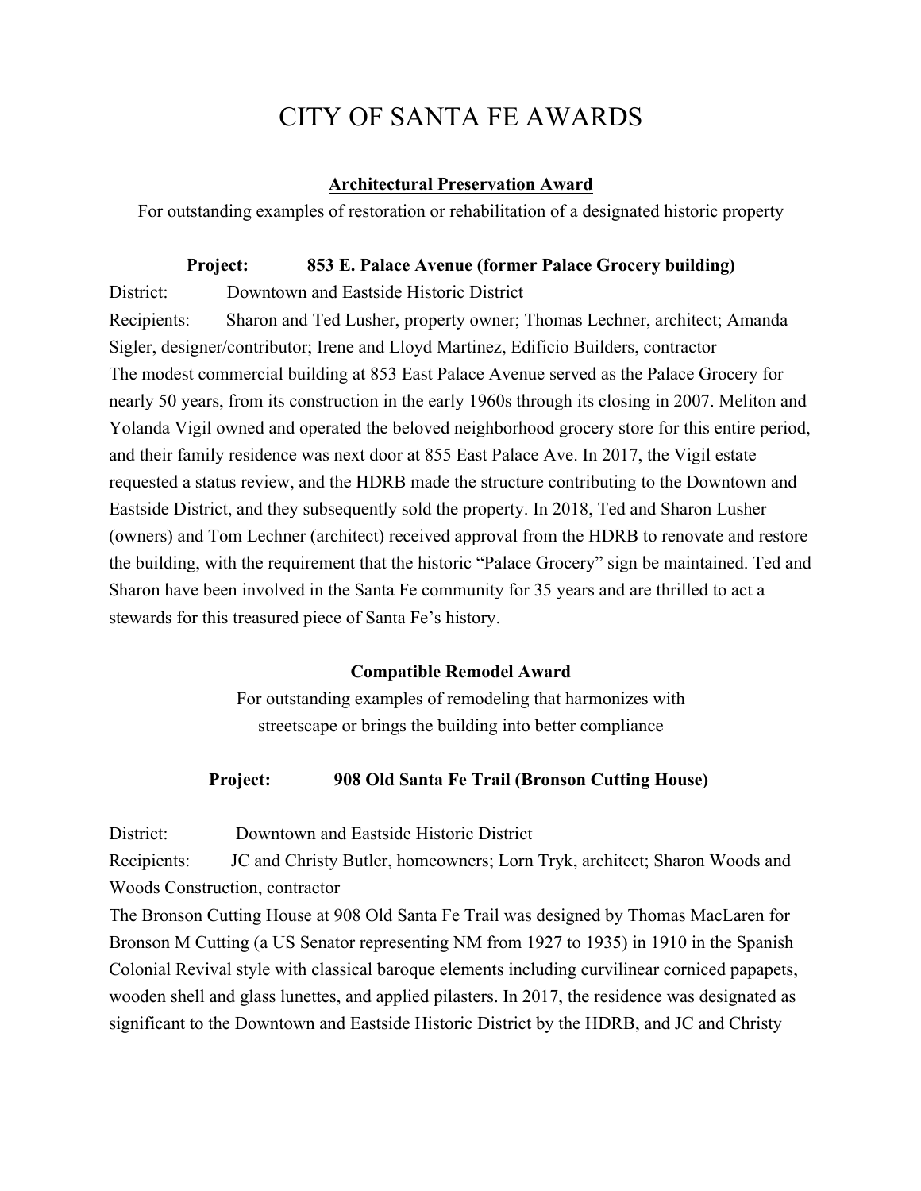# CITY OF SANTA FE AWARDS

**Architectural Preservation Award**

For outstanding examples of restoration or rehabilitation of a designated historic property

**Project: 853 E. Palace Avenue (former Palace Grocery building)**

District: Downtown and Eastside Historic District

Recipients: Sharon and Ted Lusher, property owner; Thomas Lechner, architect; Amanda Sigler, designer/contributor; Irene and Lloyd Martinez, Edificio Builders, contractor

The modest commercial building at 853 East Palace Avenue served as the Palace Grocery for nearly 50 years, from its construction in the early 1960s through its closing in 2007. Meliton and Yolanda Vigil owned and operated the beloved neighborhood grocery store for this entire period, and their family residence was next door at 855 East Palace Ave. In 2017, the Vigil estate requested a status review, and the HDRB made the structure contributing to the Downtown and Eastside District, and they subsequently sold the property. In 2018, Ted and Sharon Lusher (owners) and Tom Lechner (architect) received approval from the HDRB to renovate and restore the building, with the requirement that the historic "Palace Grocery" sign be maintained. Ted and Sharon have been involved in the Santa Fe community for 35 years and are thrilled to act a stewards for this treasured piece of Santa Fe's history.

**Compatible Remodel Award**

For outstanding examples of remodeling that harmonizes with streetscape or brings the building into better compliance

**Project: 908 Old Santa Fe Trail (Bronson Cutting House)**

District: Downtown and Eastside Historic District

Recipients: JC and Christy Butler, homeowners; Lorn Tryk, architect; Sharon Woods and Woods Construction, contractor

The Bronson Cutting House at 908 Old Santa Fe Trail was designed by Thomas MacLaren for Bronson M Cutting (a US Senator representing NM from 1927 to 1935) in 1910 in the Spanish Colonial Revival style with classical baroque elements including curvilinear corniced papapets, wooden shell and glass lunettes, and applied pilasters. In 2017, the residence was designated as significant to the Downtown and Eastside Historic District by the HDRB, and JC and Christy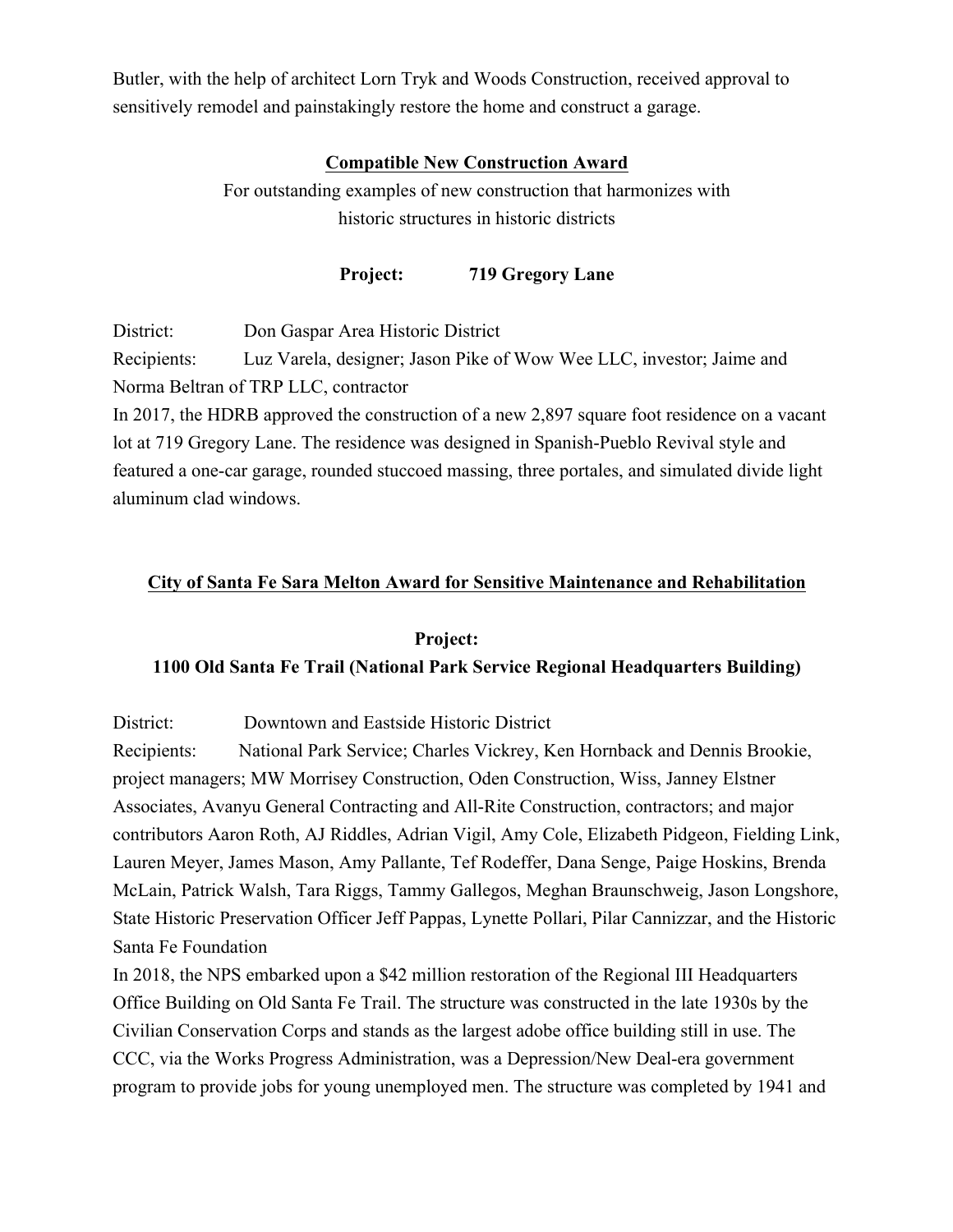Butler, with the help of architect Lorn Tryk and Woods Construction, received approval to sensitively remodel and painstakingly restore the home and construct a garage.

## Compatible New Construction Award

For outstanding examples of new construction that harmonizes with historic structures in historic districts

**Project: 719 Gregory Lane**

District: Don Gaspar Area Historic District

Recipients: Luz Varela, designer; Jason Pike of Wow Wee LLC, investor; Jaime and Norma Beltran of TRP LLC, contractor

In 2017, the HDRB approved the construction of a new 2,897 square foot residence on a vacant lot at 719 Gregory Lane. The residence was designed in Spanish-Pueblo Revival style and featured a one-car garage, rounded stuccoed massing, three portales, and simulated divide light aluminum clad windows.

## City of Santa Fe Sara Melton Award for Sensitive Maintenance and Rehabilitation

**Project:**
**1100 Old Santa Fe Trail (National Park Service Regional Headquarters Building)**

District: Downtown and Eastside Historic District

Recipients: National Park Service; Charles Vickrey, Ken Hornback and Dennis Brookie, project managers; MW Morrisey Construction, Oden Construction, Wiss, Janney Elstner Associates, Avanyu General Contracting and All-Rite Construction, contractors; and major contributors Aaron Roth, AJ Riddles, Adrian Vigil, Amy Cole, Elizabeth Pidgeon, Fielding Link, Lauren Meyer, James Mason, Amy Pallante, Tef Rodeffer, Dana Senge, Paige Hoskins, Brenda McLain, Patrick Walsh, Tara Riggs, Tammy Gallegos, Meghan Braunschweig, Jason Longshore, State Historic Preservation Officer Jeff Pappas, Lynette Pollari, Pilar Cannizzar, and the Historic Santa Fe Foundation

In 2018, the NPS embarked upon a $42 million restoration of the Regional III Headquarters Office Building on Old Santa Fe Trail. The structure was constructed in the late 1930s by the Civilian Conservation Corps and stands as the largest adobe office building still in use. The CCC, via the Works Progress Administration, was a Depression/New Deal-era government program to provide jobs for young unemployed men. The structure was completed by 1941 and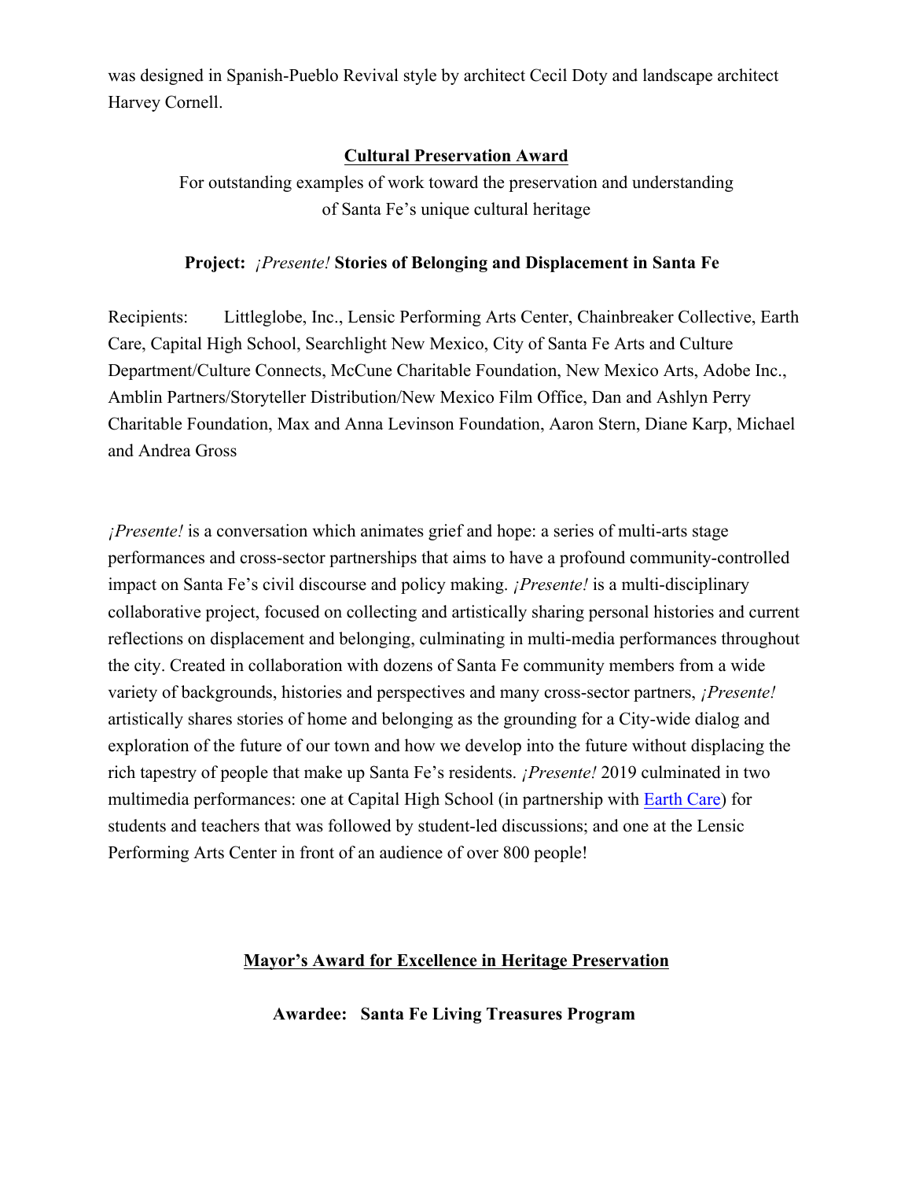was designed in Spanish-Pueblo Revival style by architect Cecil Doty and landscape architect Harvey Cornell.

## Cultural Preservation Award

For outstanding examples of work toward the preservation and understanding of Santa Fe's unique cultural heritage

**Project: *¡Presente!* Stories of Belonging and Displacement in Santa Fe**

Recipients: Littleglobe, Inc., Lensic Performing Arts Center, Chainbreaker Collective, Earth Care, Capital High School, Searchlight New Mexico, City of Santa Fe Arts and Culture Department/Culture Connects, McCune Charitable Foundation, New Mexico Arts, Adobe Inc., Amblin Partners/Storyteller Distribution/New Mexico Film Office, Dan and Ashlyn Perry Charitable Foundation, Max and Anna Levinson Foundation, Aaron Stern, Diane Karp, Michael and Andrea Gross

*¡Presente!* is a conversation which animates grief and hope: a series of multi-arts stage performances and cross-sector partnerships that aims to have a profound community-controlled impact on Santa Fe's civil discourse and policy making. *¡Presente!* is a multi-disciplinary collaborative project, focused on collecting and artistically sharing personal histories and current reflections on displacement and belonging, culminating in multi-media performances throughout the city. Created in collaboration with dozens of Santa Fe community members from a wide variety of backgrounds, histories and perspectives and many cross-sector partners, *¡Presente!* artistically shares stories of home and belonging as the grounding for a City-wide dialog and exploration of the future of our town and how we develop into the future without displacing the rich tapestry of people that make up Santa Fe's residents. *¡Presente!* 2019 culminated in two multimedia performances: one at Capital High School (in partnership with Earth Care) for students and teachers that was followed by student-led discussions; and one at the Lensic Performing Arts Center in front of an audience of over 800 people!

## Mayor's Award for Excellence in Heritage Preservation

**Awardee: Santa Fe Living Treasures Program**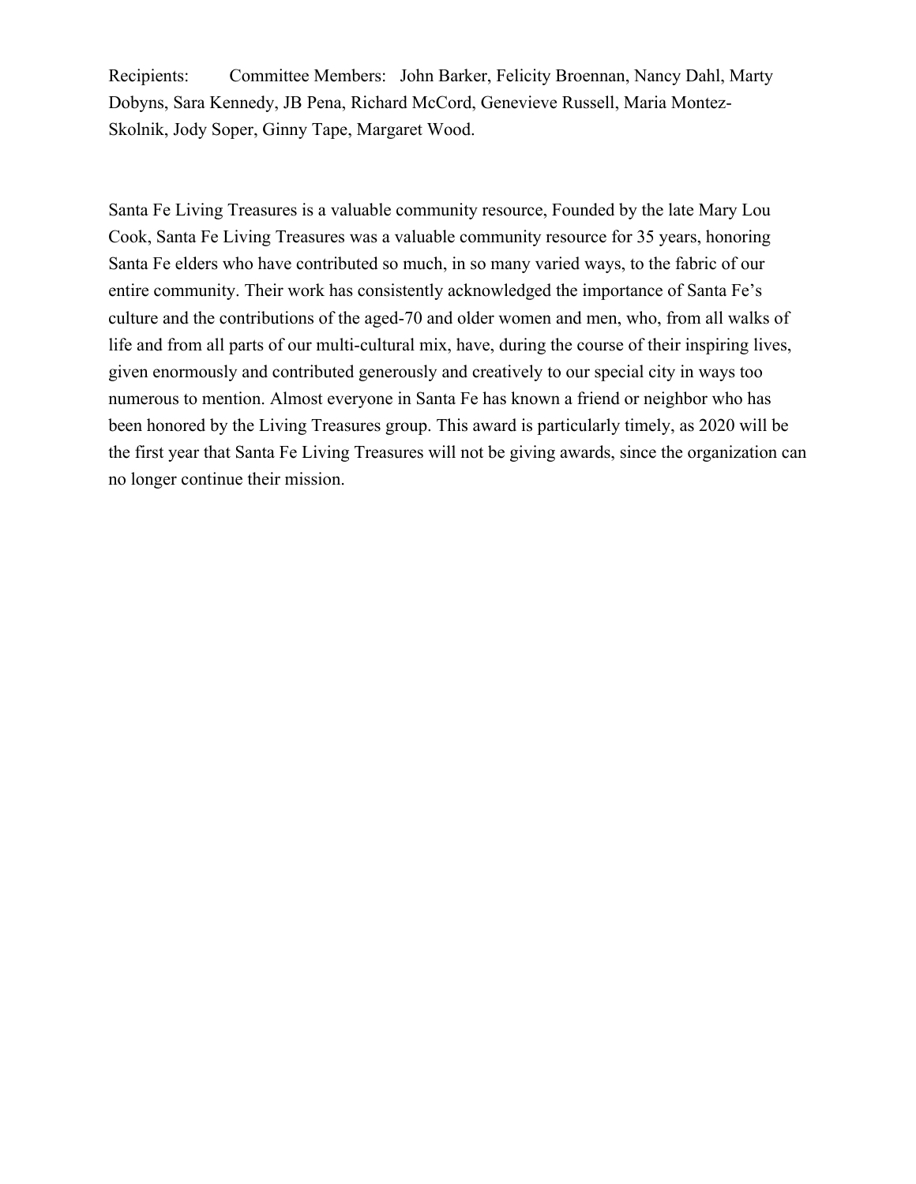Recipients: Committee Members: John Barker, Felicity Broennan, Nancy Dahl, Marty Dobyns, Sara Kennedy, JB Pena, Richard McCord, Genevieve Russell, Maria Montez-Skolnik, Jody Soper, Ginny Tape, Margaret Wood.

Santa Fe Living Treasures is a valuable community resource, Founded by the late Mary Lou Cook, Santa Fe Living Treasures was a valuable community resource for 35 years, honoring Santa Fe elders who have contributed so much, in so many varied ways, to the fabric of our entire community. Their work has consistently acknowledged the importance of Santa Fe's culture and the contributions of the aged-70 and older women and men, who, from all walks of life and from all parts of our multi-cultural mix, have, during the course of their inspiring lives, given enormously and contributed generously and creatively to our special city in ways too numerous to mention. Almost everyone in Santa Fe has known a friend or neighbor who has been honored by the Living Treasures group. This award is particularly timely, as 2020 will be the first year that Santa Fe Living Treasures will not be giving awards, since the organization can no longer continue their mission.